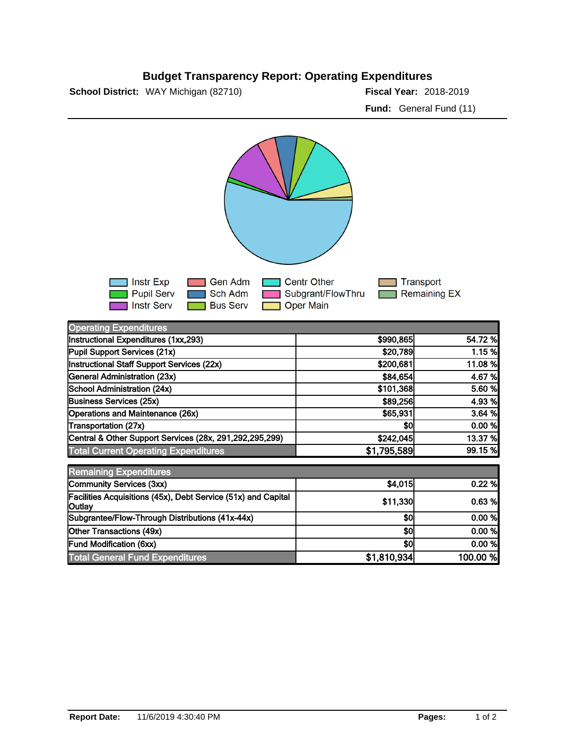# Budget Transparency Report: Operating Expenditures

**School District:** WAY Michigan (82710)

**Fiscal Year:** 2018-2019

**Fund:** General Fund (11)

Instr Exp, Pupil Serv, Instr Serv, Gen Adm, Sch Adm, Bus Serv, Centr Other, Subgrant/FlowThru, Oper Main, Transport, Remaining EX

| Operating Expenditures | | |
|---|---|---|
| Instructional Expenditures (1xx,293) | $990,865 | 54.72 % |
| Pupil Support Services (21x) | $20,789 | 1.15 % |
| Instructional Staff Support Services (22x) | $200,681 | 11.08 % |
| General Administration (23x) | $84,654 | 4.67 % |
| School Administration (24x) | $101,368 | 5.60 % |
| Business Services (25x) | $89,256 | 4.93 % |
| Operations and Maintenance (26x) | $65,931 | 3.64 % |
| Transportation (27x) | $0 | 0.00 % |
| Central & Other Support Services (28x, 291,292,295,299) | $242,045 | 13.37 % |
| **Total Current Operating Expenditures** | **$1,795,589** | **99.15 %** |

| Remaining Expenditures | | |
|---|---|---|
| Community Services (3xx) | $4,015 | 0.22 % |
| Facilities Acquisitions (45x), Debt Service (51x) and Capital Outlay | $11,330 | 0.63 % |
| Subgrantee/Flow-Through Distributions (41x-44x) | $0 | 0.00 % |
| Other Transactions (49x) | $0 | 0.00 % |
| Fund Modification (6xx) | $0 | 0.00 % |
| **Total General Fund Expenditures** | **$1,810,934** | **100.00 %** |

**Report Date:** 11/6/2019 4:30:40 PM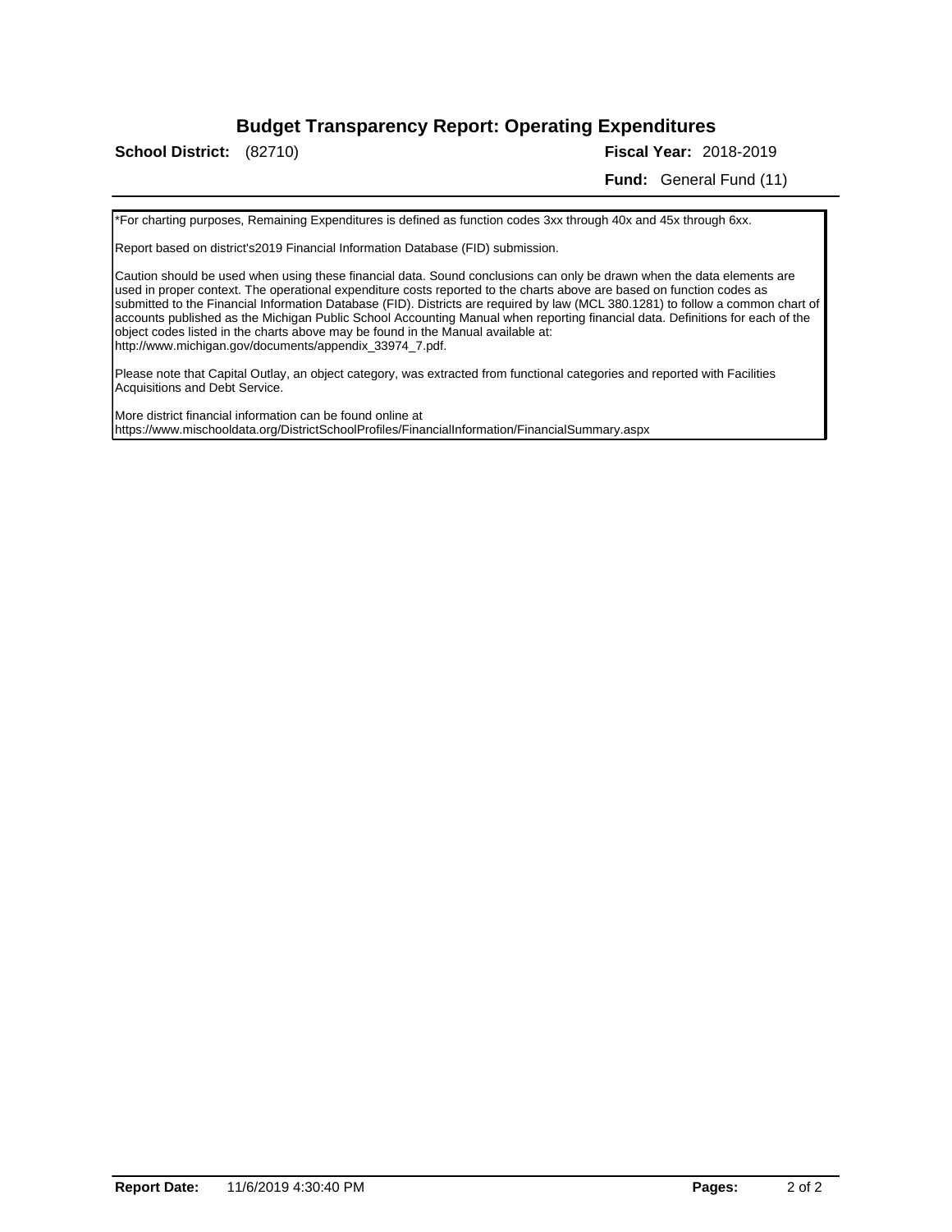## Budget Transparency Report: Operating Expenditures

**School District:** (82710)

**Fiscal Year:** 2018-2019

**Fund:** General Fund (11)

*For charting purposes, Remaining Expenditures is defined as function codes 3xx through 40x and 45x through 6xx.

Report based on district's2019 Financial Information Database (FID) submission.

Caution should be used when using these financial data. Sound conclusions can only be drawn when the data elements are used in proper context. The operational expenditure costs reported to the charts above are based on function codes as submitted to the Financial Information Database (FID). Districts are required by law (MCL 380.1281) to follow a common chart of accounts published as the Michigan Public School Accounting Manual when reporting financial data. Definitions for each of the object codes listed in the charts above may be found in the Manual available at: http://www.michigan.gov/documents/appendix_33974_7.pdf.

Please note that Capital Outlay, an object category, was extracted from functional categories and reported with Facilities Acquisitions and Debt Service.

More district financial information can be found online at https://www.mischooldata.org/DistrictSchoolProfiles/FinancialInformation/FinancialSummary.aspx

**Report Date:** 11/6/2019 4:30:40 PM